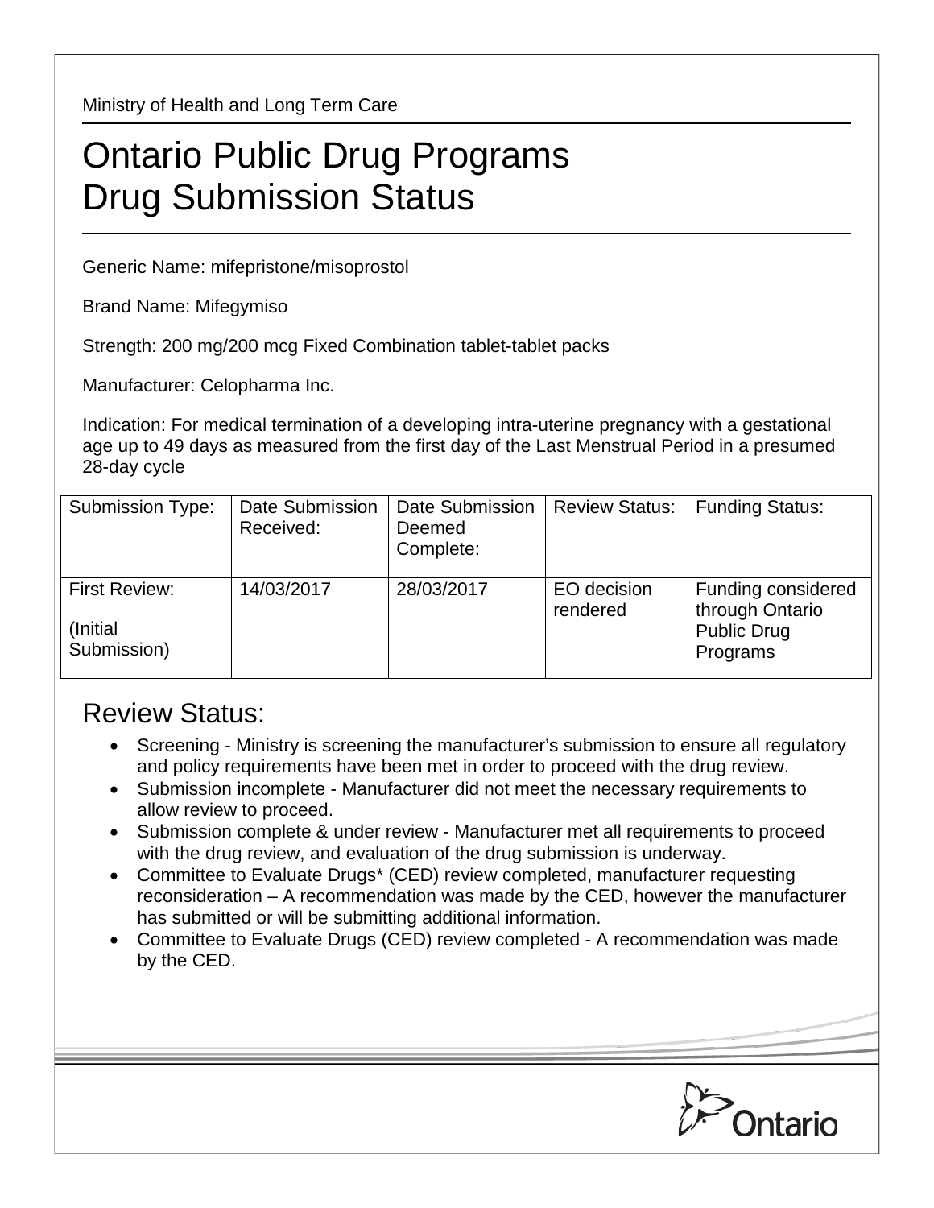Ministry of Health and Long Term Care

# Ontario Public Drug Programs
# Drug Submission Status

Generic Name: mifepristone/misoprostol

Brand Name: Mifegymiso

Strength: 200 mg/200 mcg Fixed Combination tablet-tablet packs

Manufacturer: Celopharma Inc.

Indication: For medical termination of a developing intra-uterine pregnancy with a gestational age up to 49 days as measured from the first day of the Last Menstrual Period in a presumed 28-day cycle

| Submission Type: | Date Submission Received: | Date Submission Deemed Complete: | Review Status: | Funding Status: |
|---|---|---|---|---|
| First Review: (Initial Submission) | 14/03/2017 | 28/03/2017 | EO decision rendered | Funding considered through Ontario Public Drug Programs |

## Review Status:

- Screening - Ministry is screening the manufacturer's submission to ensure all regulatory and policy requirements have been met in order to proceed with the drug review.
- Submission incomplete - Manufacturer did not meet the necessary requirements to allow review to proceed.
- Submission complete & under review - Manufacturer met all requirements to proceed with the drug review, and evaluation of the drug submission is underway.
- Committee to Evaluate Drugs* (CED) review completed, manufacturer requesting reconsideration – A recommendation was made by the CED, however the manufacturer has submitted or will be submitting additional information.
- Committee to Evaluate Drugs (CED) review completed - A recommendation was made by the CED.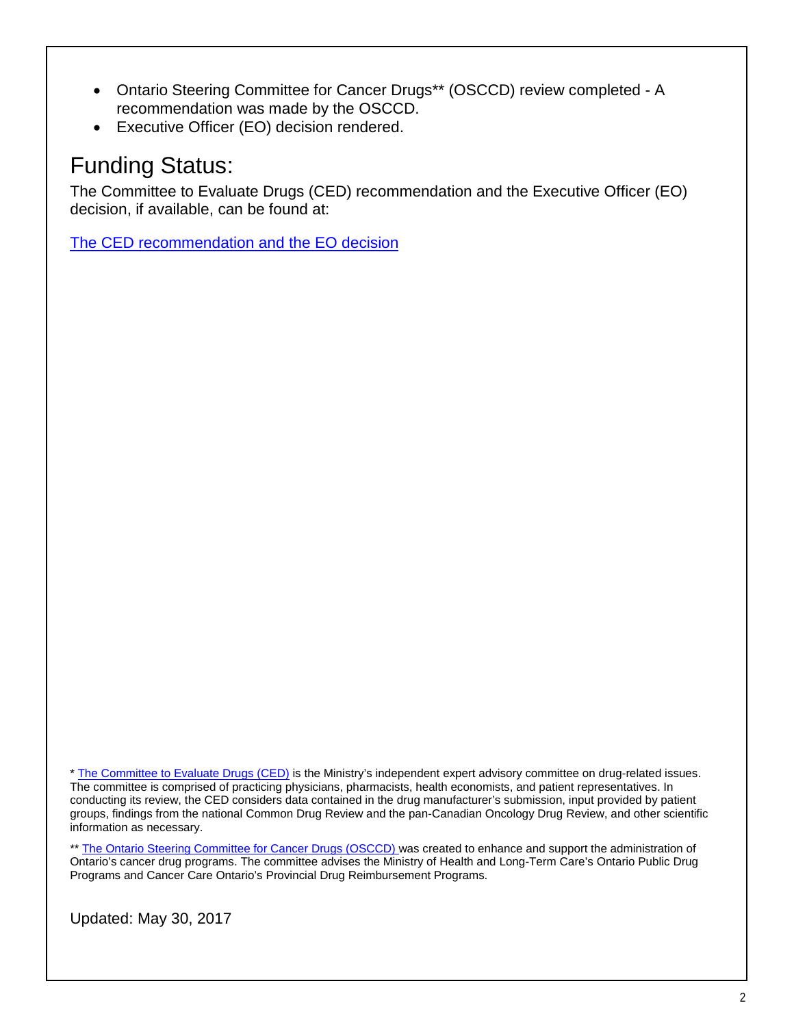- Ontario Steering Committee for Cancer Drugs** (OSCCD) review completed - A recommendation was made by the OSCCD.
- Executive Officer (EO) decision rendered.

## Funding Status:

The Committee to Evaluate Drugs (CED) recommendation and the Executive Officer (EO) decision, if available, can be found at:

The CED recommendation and the EO decision

* The Committee to Evaluate Drugs (CED) is the Ministry's independent expert advisory committee on drug-related issues. The committee is comprised of practicing physicians, pharmacists, health economists, and patient representatives. In conducting its review, the CED considers data contained in the drug manufacturer's submission, input provided by patient groups, findings from the national Common Drug Review and the pan-Canadian Oncology Drug Review, and other scientific information as necessary.

** The Ontario Steering Committee for Cancer Drugs (OSCCD) was created to enhance and support the administration of Ontario's cancer drug programs. The committee advises the Ministry of Health and Long-Term Care's Ontario Public Drug Programs and Cancer Care Ontario's Provincial Drug Reimbursement Programs.

Updated: May 30, 2017